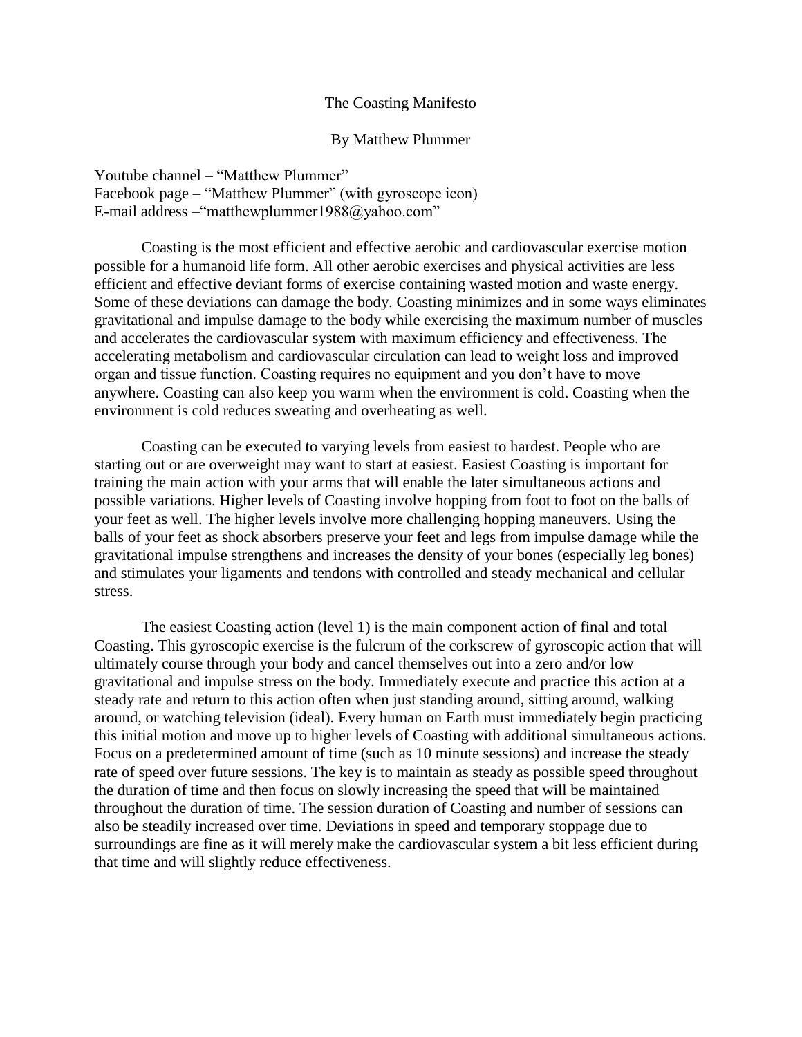# The Coasting Manifesto

By Matthew Plummer

Youtube channel – "Matthew Plummer"
Facebook page – "Matthew Plummer" (with gyroscope icon)
E-mail address –"matthewplummer1988@yahoo.com"

Coasting is the most efficient and effective aerobic and cardiovascular exercise motion possible for a humanoid life form. All other aerobic exercises and physical activities are less efficient and effective deviant forms of exercise containing wasted motion and waste energy. Some of these deviations can damage the body. Coasting minimizes and in some ways eliminates gravitational and impulse damage to the body while exercising the maximum number of muscles and accelerates the cardiovascular system with maximum efficiency and effectiveness. The accelerating metabolism and cardiovascular circulation can lead to weight loss and improved organ and tissue function. Coasting requires no equipment and you don't have to move anywhere. Coasting can also keep you warm when the environment is cold. Coasting when the environment is cold reduces sweating and overheating as well.

Coasting can be executed to varying levels from easiest to hardest. People who are starting out or are overweight may want to start at easiest. Easiest Coasting is important for training the main action with your arms that will enable the later simultaneous actions and possible variations. Higher levels of Coasting involve hopping from foot to foot on the balls of your feet as well. The higher levels involve more challenging hopping maneuvers. Using the balls of your feet as shock absorbers preserve your feet and legs from impulse damage while the gravitational impulse strengthens and increases the density of your bones (especially leg bones) and stimulates your ligaments and tendons with controlled and steady mechanical and cellular stress.

The easiest Coasting action (level 1) is the main component action of final and total Coasting. This gyroscopic exercise is the fulcrum of the corkscrew of gyroscopic action that will ultimately course through your body and cancel themselves out into a zero and/or low gravitational and impulse stress on the body. Immediately execute and practice this action at a steady rate and return to this action often when just standing around, sitting around, walking around, or watching television (ideal). Every human on Earth must immediately begin practicing this initial motion and move up to higher levels of Coasting with additional simultaneous actions. Focus on a predetermined amount of time (such as 10 minute sessions) and increase the steady rate of speed over future sessions. The key is to maintain as steady as possible speed throughout the duration of time and then focus on slowly increasing the speed that will be maintained throughout the duration of time. The session duration of Coasting and number of sessions can also be steadily increased over time. Deviations in speed and temporary stoppage due to surroundings are fine as it will merely make the cardiovascular system a bit less efficient during that time and will slightly reduce effectiveness.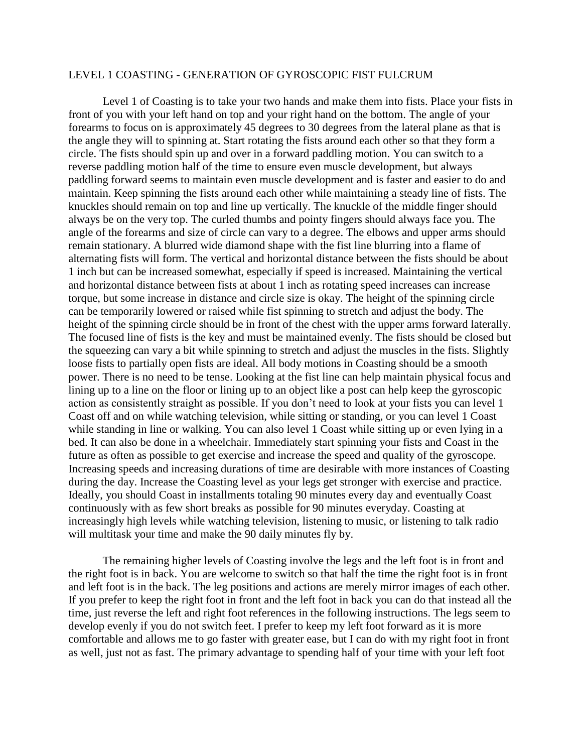## LEVEL 1 COASTING - GENERATION OF GYROSCOPIC FIST FULCRUM

Level 1 of Coasting is to take your two hands and make them into fists. Place your fists in front of you with your left hand on top and your right hand on the bottom. The angle of your forearms to focus on is approximately 45 degrees to 30 degrees from the lateral plane as that is the angle they will to spinning at. Start rotating the fists around each other so that they form a circle. The fists should spin up and over in a forward paddling motion. You can switch to a reverse paddling motion half of the time to ensure even muscle development, but always paddling forward seems to maintain even muscle development and is faster and easier to do and maintain. Keep spinning the fists around each other while maintaining a steady line of fists. The knuckles should remain on top and line up vertically. The knuckle of the middle finger should always be on the very top. The curled thumbs and pointy fingers should always face you. The angle of the forearms and size of circle can vary to a degree. The elbows and upper arms should remain stationary. A blurred wide diamond shape with the fist line blurring into a flame of alternating fists will form. The vertical and horizontal distance between the fists should be about 1 inch but can be increased somewhat, especially if speed is increased. Maintaining the vertical and horizontal distance between fists at about 1 inch as rotating speed increases can increase torque, but some increase in distance and circle size is okay. The height of the spinning circle can be temporarily lowered or raised while fist spinning to stretch and adjust the body. The height of the spinning circle should be in front of the chest with the upper arms forward laterally. The focused line of fists is the key and must be maintained evenly. The fists should be closed but the squeezing can vary a bit while spinning to stretch and adjust the muscles in the fists. Slightly loose fists to partially open fists are ideal. All body motions in Coasting should be a smooth power. There is no need to be tense. Looking at the fist line can help maintain physical focus and lining up to a line on the floor or lining up to an object like a post can help keep the gyroscopic action as consistently straight as possible. If you don't need to look at your fists you can level 1 Coast off and on while watching television, while sitting or standing, or you can level 1 Coast while standing in line or walking. You can also level 1 Coast while sitting up or even lying in a bed. It can also be done in a wheelchair. Immediately start spinning your fists and Coast in the future as often as possible to get exercise and increase the speed and quality of the gyroscope. Increasing speeds and increasing durations of time are desirable with more instances of Coasting during the day. Increase the Coasting level as your legs get stronger with exercise and practice. Ideally, you should Coast in installments totaling 90 minutes every day and eventually Coast continuously with as few short breaks as possible for 90 minutes everyday. Coasting at increasingly high levels while watching television, listening to music, or listening to talk radio will multitask your time and make the 90 daily minutes fly by.

The remaining higher levels of Coasting involve the legs and the left foot is in front and the right foot is in back. You are welcome to switch so that half the time the right foot is in front and left foot is in the back. The leg positions and actions are merely mirror images of each other. If you prefer to keep the right foot in front and the left foot in back you can do that instead all the time, just reverse the left and right foot references in the following instructions. The legs seem to develop evenly if you do not switch feet. I prefer to keep my left foot forward as it is more comfortable and allows me to go faster with greater ease, but I can do with my right foot in front as well, just not as fast. The primary advantage to spending half of your time with your left foot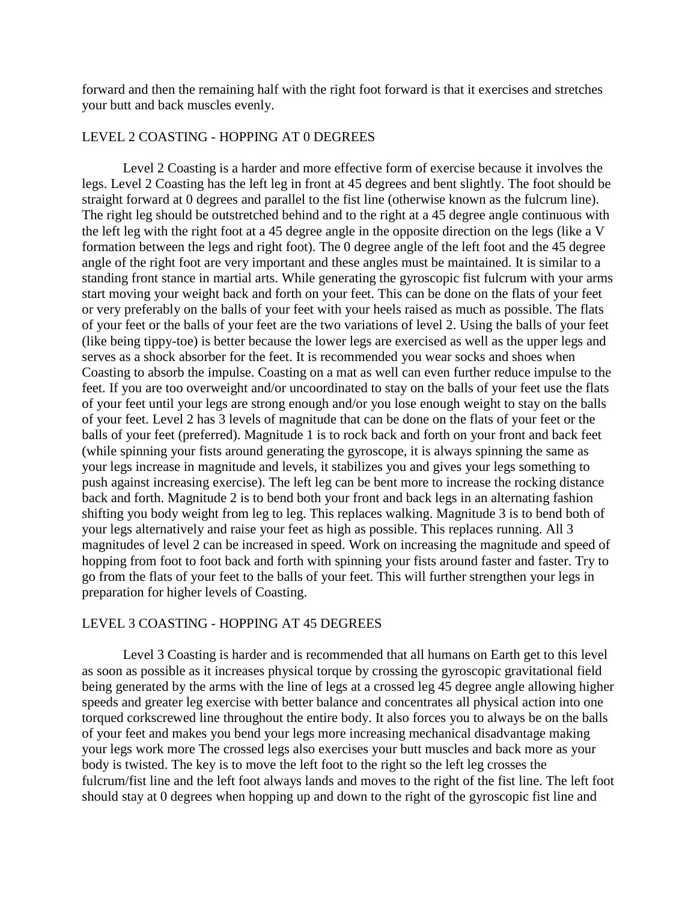forward and then the remaining half with the right foot forward is that it exercises and stretches your butt and back muscles evenly.

## LEVEL 2 COASTING - HOPPING AT 0 DEGREES

Level 2 Coasting is a harder and more effective form of exercise because it involves the legs. Level 2 Coasting has the left leg in front at 45 degrees and bent slightly. The foot should be straight forward at 0 degrees and parallel to the fist line (otherwise known as the fulcrum line). The right leg should be outstretched behind and to the right at a 45 degree angle continuous with the left leg with the right foot at a 45 degree angle in the opposite direction on the legs (like a V formation between the legs and right foot). The 0 degree angle of the left foot and the 45 degree angle of the right foot are very important and these angles must be maintained. It is similar to a standing front stance in martial arts. While generating the gyroscopic fist fulcrum with your arms start moving your weight back and forth on your feet. This can be done on the flats of your feet or very preferably on the balls of your feet with your heels raised as much as possible. The flats of your feet or the balls of your feet are the two variations of level 2. Using the balls of your feet (like being tippy-toe) is better because the lower legs are exercised as well as the upper legs and serves as a shock absorber for the feet. It is recommended you wear socks and shoes when Coasting to absorb the impulse. Coasting on a mat as well can even further reduce impulse to the feet. If you are too overweight and/or uncoordinated to stay on the balls of your feet use the flats of your feet until your legs are strong enough and/or you lose enough weight to stay on the balls of your feet. Level 2 has 3 levels of magnitude that can be done on the flats of your feet or the balls of your feet (preferred). Magnitude 1 is to rock back and forth on your front and back feet (while spinning your fists around generating the gyroscope, it is always spinning the same as your legs increase in magnitude and levels, it stabilizes you and gives your legs something to push against increasing exercise). The left leg can be bent more to increase the rocking distance back and forth. Magnitude 2 is to bend both your front and back legs in an alternating fashion shifting you body weight from leg to leg. This replaces walking. Magnitude 3 is to bend both of your legs alternatively and raise your feet as high as possible. This replaces running. All 3 magnitudes of level 2 can be increased in speed. Work on increasing the magnitude and speed of hopping from foot to foot back and forth with spinning your fists around faster and faster. Try to go from the flats of your feet to the balls of your feet. This will further strengthen your legs in preparation for higher levels of Coasting.

## LEVEL 3 COASTING - HOPPING AT 45 DEGREES

Level 3 Coasting is harder and is recommended that all humans on Earth get to this level as soon as possible as it increases physical torque by crossing the gyroscopic gravitational field being generated by the arms with the line of legs at a crossed leg 45 degree angle allowing higher speeds and greater leg exercise with better balance and concentrates all physical action into one torqued corkscrewed line throughout the entire body. It also forces you to always be on the balls of your feet and makes you bend your legs more increasing mechanical disadvantage making your legs work more The crossed legs also exercises your butt muscles and back more as your body is twisted. The key is to move the left foot to the right so the left leg crosses the fulcrum/fist line and the left foot always lands and moves to the right of the fist line. The left foot should stay at 0 degrees when hopping up and down to the right of the gyroscopic fist line and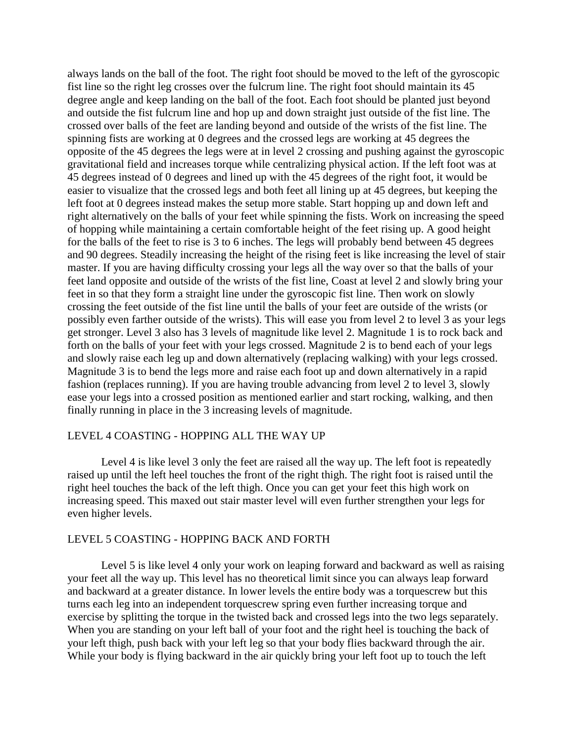always lands on the ball of the foot. The right foot should be moved to the left of the gyroscopic fist line so the right leg crosses over the fulcrum line. The right foot should maintain its 45 degree angle and keep landing on the ball of the foot. Each foot should be planted just beyond and outside the fist fulcrum line and hop up and down straight just outside of the fist line. The crossed over balls of the feet are landing beyond and outside of the wrists of the fist line. The spinning fists are working at 0 degrees and the crossed legs are working at 45 degrees the opposite of the 45 degrees the legs were at in level 2 crossing and pushing against the gyroscopic gravitational field and increases torque while centralizing physical action. If the left foot was at 45 degrees instead of 0 degrees and lined up with the 45 degrees of the right foot, it would be easier to visualize that the crossed legs and both feet all lining up at 45 degrees, but keeping the left foot at 0 degrees instead makes the setup more stable. Start hopping up and down left and right alternatively on the balls of your feet while spinning the fists. Work on increasing the speed of hopping while maintaining a certain comfortable height of the feet rising up. A good height for the balls of the feet to rise is 3 to 6 inches. The legs will probably bend between 45 degrees and 90 degrees. Steadily increasing the height of the rising feet is like increasing the level of stair master. If you are having difficulty crossing your legs all the way over so that the balls of your feet land opposite and outside of the wrists of the fist line, Coast at level 2 and slowly bring your feet in so that they form a straight line under the gyroscopic fist line. Then work on slowly crossing the feet outside of the fist line until the balls of your feet are outside of the wrists (or possibly even farther outside of the wrists). This will ease you from level 2 to level 3 as your legs get stronger. Level 3 also has 3 levels of magnitude like level 2. Magnitude 1 is to rock back and forth on the balls of your feet with your legs crossed. Magnitude 2 is to bend each of your legs and slowly raise each leg up and down alternatively (replacing walking) with your legs crossed. Magnitude 3 is to bend the legs more and raise each foot up and down alternatively in a rapid fashion (replaces running). If you are having trouble advancing from level 2 to level 3, slowly ease your legs into a crossed position as mentioned earlier and start rocking, walking, and then finally running in place in the 3 increasing levels of magnitude.

## LEVEL 4 COASTING - HOPPING ALL THE WAY UP

Level 4 is like level 3 only the feet are raised all the way up. The left foot is repeatedly raised up until the left heel touches the front of the right thigh. The right foot is raised until the right heel touches the back of the left thigh. Once you can get your feet this high work on increasing speed. This maxed out stair master level will even further strengthen your legs for even higher levels.

## LEVEL 5 COASTING - HOPPING BACK AND FORTH

Level 5 is like level 4 only your work on leaping forward and backward as well as raising your feet all the way up. This level has no theoretical limit since you can always leap forward and backward at a greater distance. In lower levels the entire body was a torquescrew but this turns each leg into an independent torquescrew spring even further increasing torque and exercise by splitting the torque in the twisted back and crossed legs into the two legs separately. When you are standing on your left ball of your foot and the right heel is touching the back of your left thigh, push back with your left leg so that your body flies backward through the air. While your body is flying backward in the air quickly bring your left foot up to touch the left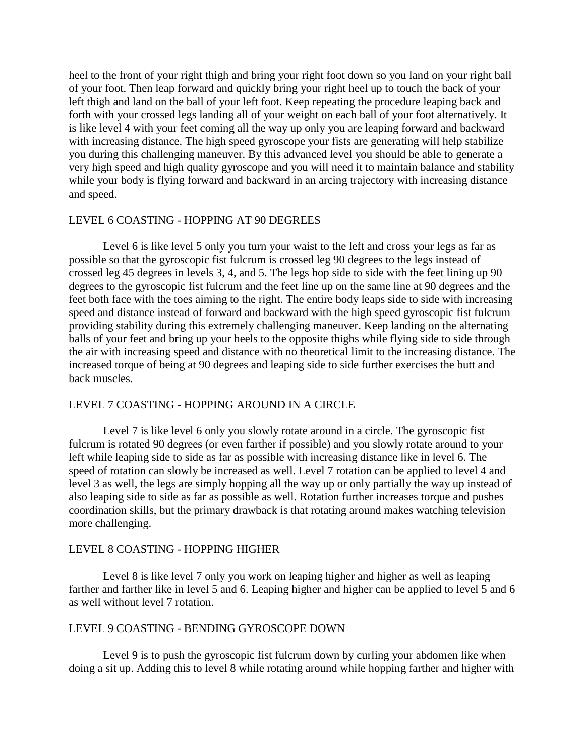heel to the front of your right thigh and bring your right foot down so you land on your right ball of your foot. Then leap forward and quickly bring your right heel up to touch the back of your left thigh and land on the ball of your left foot. Keep repeating the procedure leaping back and forth with your crossed legs landing all of your weight on each ball of your foot alternatively. It is like level 4 with your feet coming all the way up only you are leaping forward and backward with increasing distance. The high speed gyroscope your fists are generating will help stabilize you during this challenging maneuver. By this advanced level you should be able to generate a very high speed and high quality gyroscope and you will need it to maintain balance and stability while your body is flying forward and backward in an arcing trajectory with increasing distance and speed.

## LEVEL 6 COASTING - HOPPING AT 90 DEGREES

Level 6 is like level 5 only you turn your waist to the left and cross your legs as far as possible so that the gyroscopic fist fulcrum is crossed leg 90 degrees to the legs instead of crossed leg 45 degrees in levels 3, 4, and 5. The legs hop side to side with the feet lining up 90 degrees to the gyroscopic fist fulcrum and the feet line up on the same line at 90 degrees and the feet both face with the toes aiming to the right. The entire body leaps side to side with increasing speed and distance instead of forward and backward with the high speed gyroscopic fist fulcrum providing stability during this extremely challenging maneuver. Keep landing on the alternating balls of your feet and bring up your heels to the opposite thighs while flying side to side through the air with increasing speed and distance with no theoretical limit to the increasing distance. The increased torque of being at 90 degrees and leaping side to side further exercises the butt and back muscles.

## LEVEL 7 COASTING - HOPPING AROUND IN A CIRCLE

Level 7 is like level 6 only you slowly rotate around in a circle. The gyroscopic fist fulcrum is rotated 90 degrees (or even farther if possible) and you slowly rotate around to your left while leaping side to side as far as possible with increasing distance like in level 6. The speed of rotation can slowly be increased as well. Level 7 rotation can be applied to level 4 and level 3 as well, the legs are simply hopping all the way up or only partially the way up instead of also leaping side to side as far as possible as well. Rotation further increases torque and pushes coordination skills, but the primary drawback is that rotating around makes watching television more challenging.

## LEVEL 8 COASTING - HOPPING HIGHER

Level 8 is like level 7 only you work on leaping higher and higher as well as leaping farther and farther like in level 5 and 6. Leaping higher and higher can be applied to level 5 and 6 as well without level 7 rotation.

## LEVEL 9 COASTING - BENDING GYROSCOPE DOWN

Level 9 is to push the gyroscopic fist fulcrum down by curling your abdomen like when doing a sit up. Adding this to level 8 while rotating around while hopping farther and higher with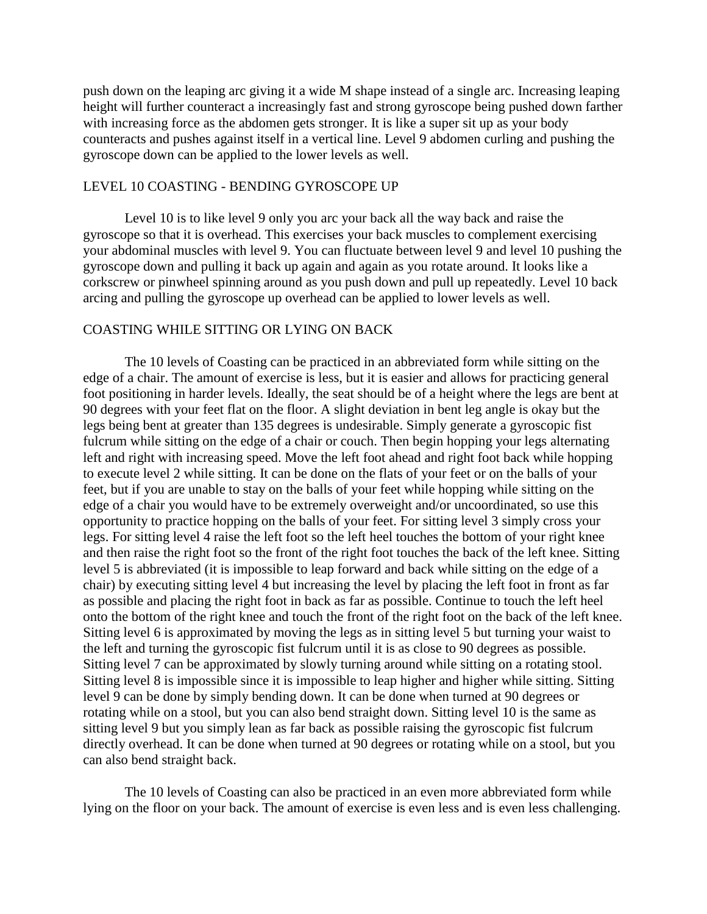push down on the leaping arc giving it a wide M shape instead of a single arc. Increasing leaping height will further counteract a increasingly fast and strong gyroscope being pushed down farther with increasing force as the abdomen gets stronger. It is like a super sit up as your body counteracts and pushes against itself in a vertical line. Level 9 abdomen curling and pushing the gyroscope down can be applied to the lower levels as well.

## LEVEL 10 COASTING - BENDING GYROSCOPE UP

Level 10 is to like level 9 only you arc your back all the way back and raise the gyroscope so that it is overhead. This exercises your back muscles to complement exercising your abdominal muscles with level 9. You can fluctuate between level 9 and level 10 pushing the gyroscope down and pulling it back up again and again as you rotate around. It looks like a corkscrew or pinwheel spinning around as you push down and pull up repeatedly. Level 10 back arcing and pulling the gyroscope up overhead can be applied to lower levels as well.

## COASTING WHILE SITTING OR LYING ON BACK

The 10 levels of Coasting can be practiced in an abbreviated form while sitting on the edge of a chair. The amount of exercise is less, but it is easier and allows for practicing general foot positioning in harder levels. Ideally, the seat should be of a height where the legs are bent at 90 degrees with your feet flat on the floor. A slight deviation in bent leg angle is okay but the legs being bent at greater than 135 degrees is undesirable. Simply generate a gyroscopic fist fulcrum while sitting on the edge of a chair or couch. Then begin hopping your legs alternating left and right with increasing speed. Move the left foot ahead and right foot back while hopping to execute level 2 while sitting. It can be done on the flats of your feet or on the balls of your feet, but if you are unable to stay on the balls of your feet while hopping while sitting on the edge of a chair you would have to be extremely overweight and/or uncoordinated, so use this opportunity to practice hopping on the balls of your feet. For sitting level 3 simply cross your legs. For sitting level 4 raise the left foot so the left heel touches the bottom of your right knee and then raise the right foot so the front of the right foot touches the back of the left knee. Sitting level 5 is abbreviated (it is impossible to leap forward and back while sitting on the edge of a chair) by executing sitting level 4 but increasing the level by placing the left foot in front as far as possible and placing the right foot in back as far as possible. Continue to touch the left heel onto the bottom of the right knee and touch the front of the right foot on the back of the left knee. Sitting level 6 is approximated by moving the legs as in sitting level 5 but turning your waist to the left and turning the gyroscopic fist fulcrum until it is as close to 90 degrees as possible. Sitting level 7 can be approximated by slowly turning around while sitting on a rotating stool. Sitting level 8 is impossible since it is impossible to leap higher and higher while sitting. Sitting level 9 can be done by simply bending down. It can be done when turned at 90 degrees or rotating while on a stool, but you can also bend straight down. Sitting level 10 is the same as sitting level 9 but you simply lean as far back as possible raising the gyroscopic fist fulcrum directly overhead. It can be done when turned at 90 degrees or rotating while on a stool, but you can also bend straight back.

The 10 levels of Coasting can also be practiced in an even more abbreviated form while lying on the floor on your back. The amount of exercise is even less and is even less challenging.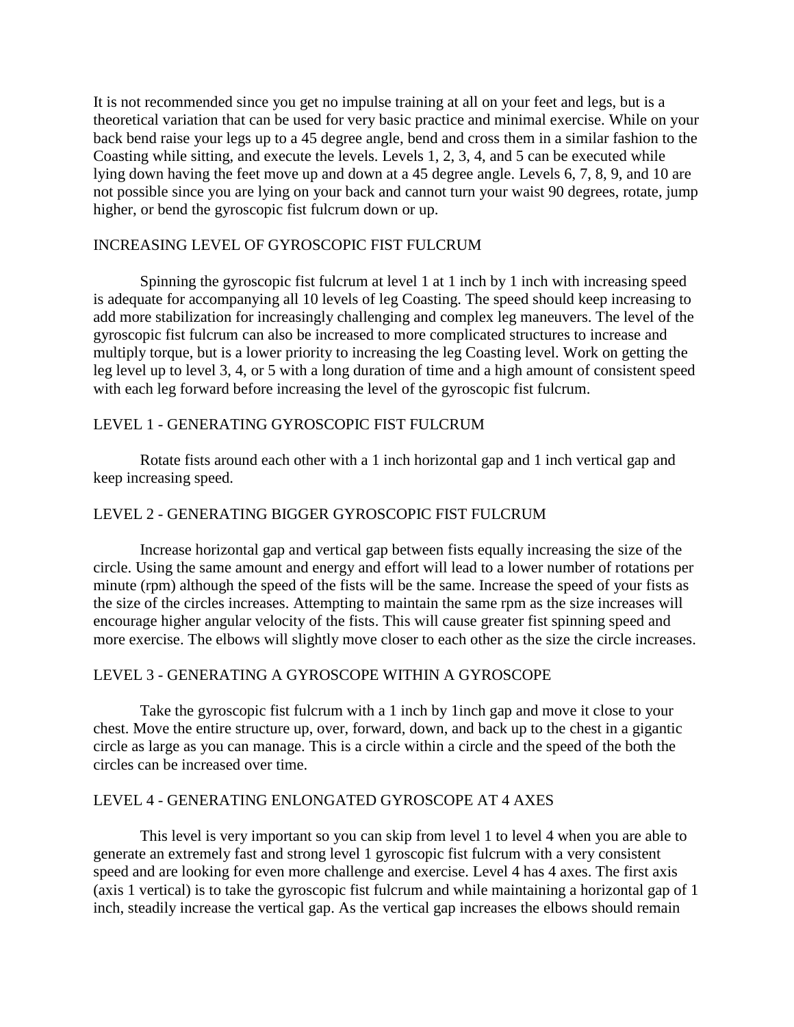It is not recommended since you get no impulse training at all on your feet and legs, but is a theoretical variation that can be used for very basic practice and minimal exercise. While on your back bend raise your legs up to a 45 degree angle, bend and cross them in a similar fashion to the Coasting while sitting, and execute the levels. Levels 1, 2, 3, 4, and 5 can be executed while lying down having the feet move up and down at a 45 degree angle. Levels 6, 7, 8, 9, and 10 are not possible since you are lying on your back and cannot turn your waist 90 degrees, rotate, jump higher, or bend the gyroscopic fist fulcrum down or up.

## INCREASING LEVEL OF GYROSCOPIC FIST FULCRUM

Spinning the gyroscopic fist fulcrum at level 1 at 1 inch by 1 inch with increasing speed is adequate for accompanying all 10 levels of leg Coasting. The speed should keep increasing to add more stabilization for increasingly challenging and complex leg maneuvers. The level of the gyroscopic fist fulcrum can also be increased to more complicated structures to increase and multiply torque, but is a lower priority to increasing the leg Coasting level. Work on getting the leg level up to level 3, 4, or 5 with a long duration of time and a high amount of consistent speed with each leg forward before increasing the level of the gyroscopic fist fulcrum.

## LEVEL 1 - GENERATING GYROSCOPIC FIST FULCRUM

Rotate fists around each other with a 1 inch horizontal gap and 1 inch vertical gap and keep increasing speed.

## LEVEL 2 - GENERATING BIGGER GYROSCOPIC FIST FULCRUM

Increase horizontal gap and vertical gap between fists equally increasing the size of the circle. Using the same amount and energy and effort will lead to a lower number of rotations per minute (rpm) although the speed of the fists will be the same. Increase the speed of your fists as the size of the circles increases. Attempting to maintain the same rpm as the size increases will encourage higher angular velocity of the fists. This will cause greater fist spinning speed and more exercise. The elbows will slightly move closer to each other as the size the circle increases.

## LEVEL 3 - GENERATING A GYROSCOPE WITHIN A GYROSCOPE

Take the gyroscopic fist fulcrum with a 1 inch by 1inch gap and move it close to your chest. Move the entire structure up, over, forward, down, and back up to the chest in a gigantic circle as large as you can manage. This is a circle within a circle and the speed of the both the circles can be increased over time.

## LEVEL 4 - GENERATING ENLONGATED GYROSCOPE AT 4 AXES

This level is very important so you can skip from level 1 to level 4 when you are able to generate an extremely fast and strong level 1 gyroscopic fist fulcrum with a very consistent speed and are looking for even more challenge and exercise. Level 4 has 4 axes. The first axis (axis 1 vertical) is to take the gyroscopic fist fulcrum and while maintaining a horizontal gap of 1 inch, steadily increase the vertical gap. As the vertical gap increases the elbows should remain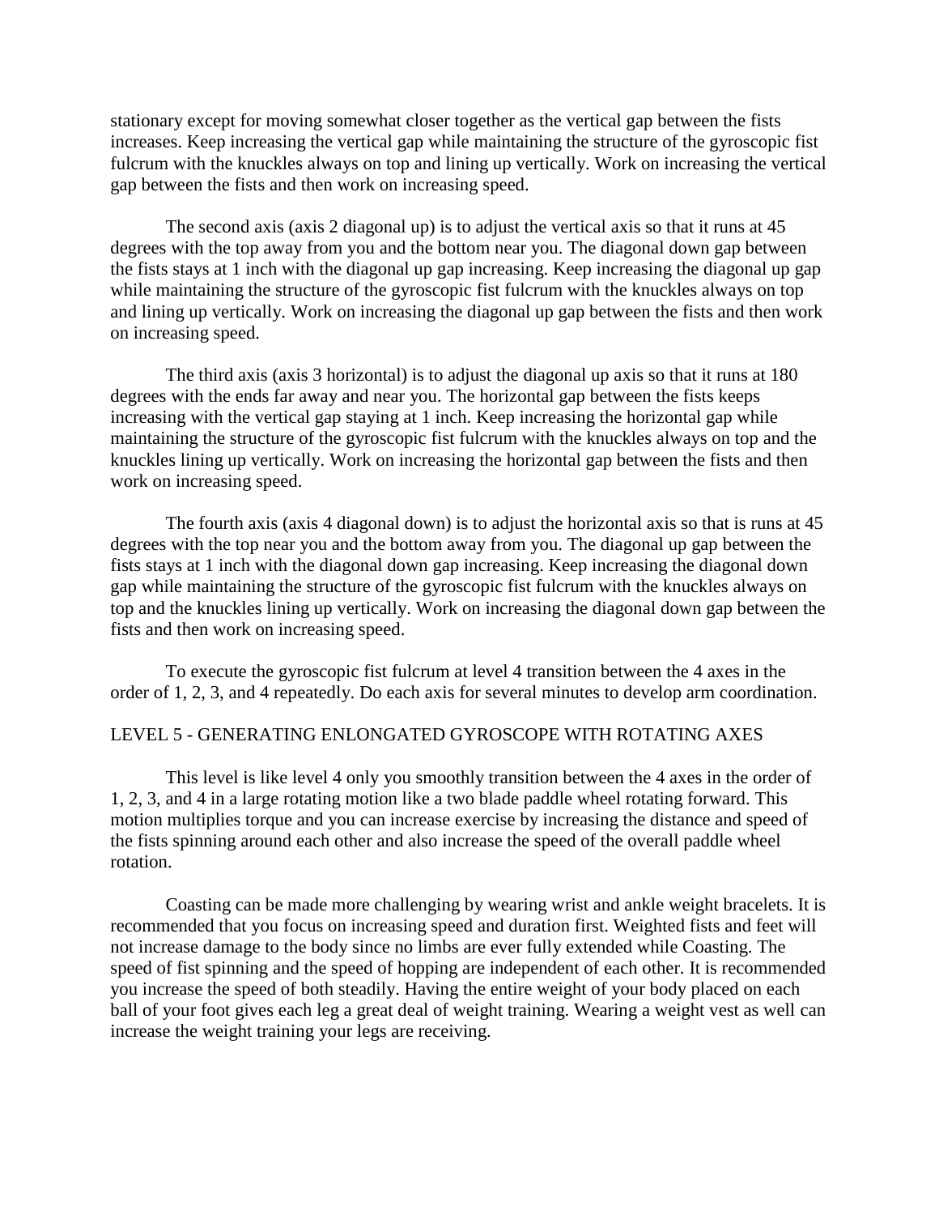stationary except for moving somewhat closer together as the vertical gap between the fists increases. Keep increasing the vertical gap while maintaining the structure of the gyroscopic fist fulcrum with the knuckles always on top and lining up vertically. Work on increasing the vertical gap between the fists and then work on increasing speed.

The second axis (axis 2 diagonal up) is to adjust the vertical axis so that it runs at 45 degrees with the top away from you and the bottom near you. The diagonal down gap between the fists stays at 1 inch with the diagonal up gap increasing. Keep increasing the diagonal up gap while maintaining the structure of the gyroscopic fist fulcrum with the knuckles always on top and lining up vertically. Work on increasing the diagonal up gap between the fists and then work on increasing speed.

The third axis (axis 3 horizontal) is to adjust the diagonal up axis so that it runs at 180 degrees with the ends far away and near you. The horizontal gap between the fists keeps increasing with the vertical gap staying at 1 inch. Keep increasing the horizontal gap while maintaining the structure of the gyroscopic fist fulcrum with the knuckles always on top and the knuckles lining up vertically. Work on increasing the horizontal gap between the fists and then work on increasing speed.

The fourth axis (axis 4 diagonal down) is to adjust the horizontal axis so that is runs at 45 degrees with the top near you and the bottom away from you. The diagonal up gap between the fists stays at 1 inch with the diagonal down gap increasing. Keep increasing the diagonal down gap while maintaining the structure of the gyroscopic fist fulcrum with the knuckles always on top and the knuckles lining up vertically. Work on increasing the diagonal down gap between the fists and then work on increasing speed.

To execute the gyroscopic fist fulcrum at level 4 transition between the 4 axes in the order of 1, 2, 3, and 4 repeatedly. Do each axis for several minutes to develop arm coordination.

## LEVEL 5 - GENERATING ENLONGATED GYROSCOPE WITH ROTATING AXES

This level is like level 4 only you smoothly transition between the 4 axes in the order of 1, 2, 3, and 4 in a large rotating motion like a two blade paddle wheel rotating forward. This motion multiplies torque and you can increase exercise by increasing the distance and speed of the fists spinning around each other and also increase the speed of the overall paddle wheel rotation.

Coasting can be made more challenging by wearing wrist and ankle weight bracelets. It is recommended that you focus on increasing speed and duration first. Weighted fists and feet will not increase damage to the body since no limbs are ever fully extended while Coasting. The speed of fist spinning and the speed of hopping are independent of each other. It is recommended you increase the speed of both steadily. Having the entire weight of your body placed on each ball of your foot gives each leg a great deal of weight training. Wearing a weight vest as well can increase the weight training your legs are receiving.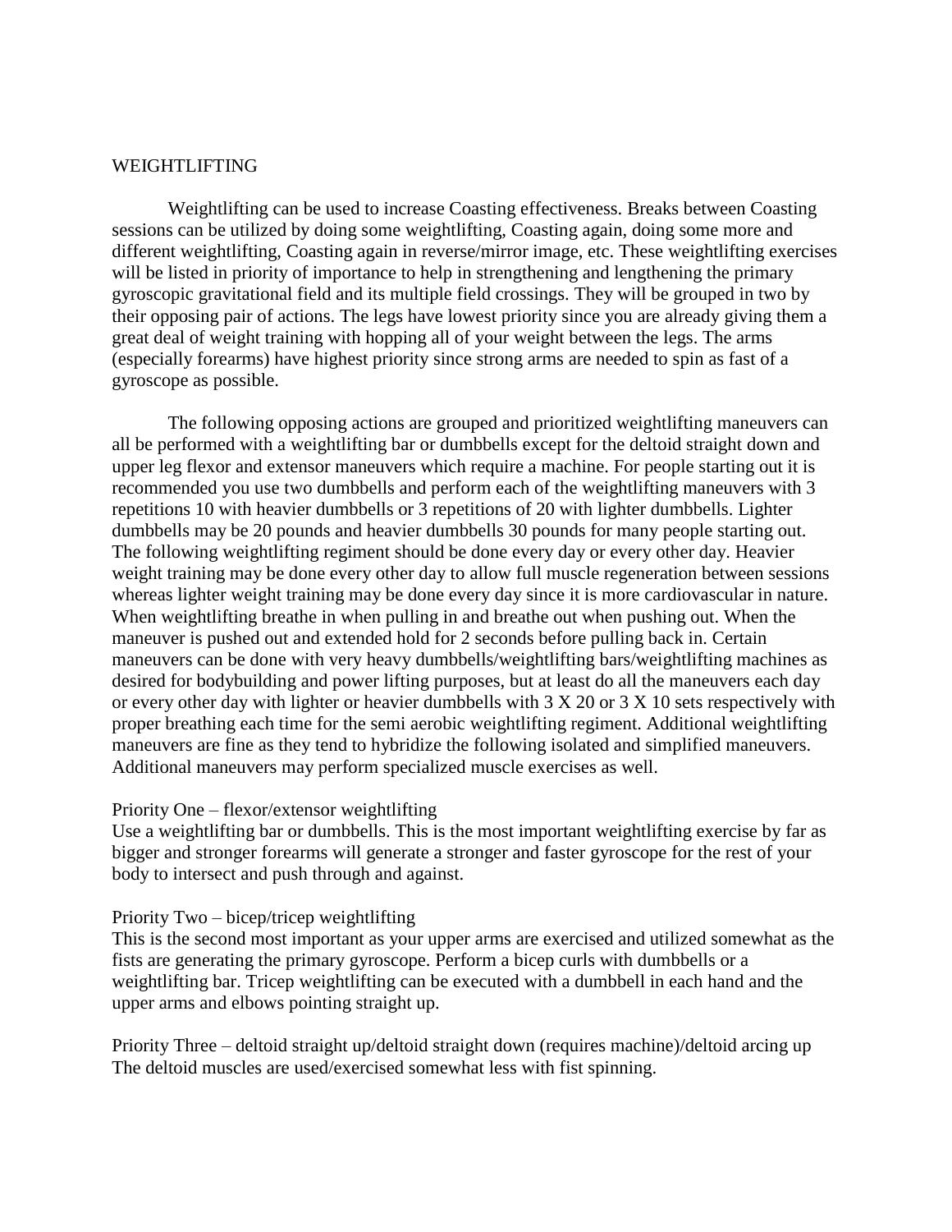## WEIGHTLIFTING

Weightlifting can be used to increase Coasting effectiveness. Breaks between Coasting sessions can be utilized by doing some weightlifting, Coasting again, doing some more and different weightlifting, Coasting again in reverse/mirror image, etc. These weightlifting exercises will be listed in priority of importance to help in strengthening and lengthening the primary gyroscopic gravitational field and its multiple field crossings. They will be grouped in two by their opposing pair of actions. The legs have lowest priority since you are already giving them a great deal of weight training with hopping all of your weight between the legs. The arms (especially forearms) have highest priority since strong arms are needed to spin as fast of a gyroscope as possible.

The following opposing actions are grouped and prioritized weightlifting maneuvers can all be performed with a weightlifting bar or dumbbells except for the deltoid straight down and upper leg flexor and extensor maneuvers which require a machine. For people starting out it is recommended you use two dumbbells and perform each of the weightlifting maneuvers with 3 repetitions 10 with heavier dumbbells or 3 repetitions of 20 with lighter dumbbells. Lighter dumbbells may be 20 pounds and heavier dumbbells 30 pounds for many people starting out. The following weightlifting regiment should be done every day or every other day. Heavier weight training may be done every other day to allow full muscle regeneration between sessions whereas lighter weight training may be done every day since it is more cardiovascular in nature. When weightlifting breathe in when pulling in and breathe out when pushing out. When the maneuver is pushed out and extended hold for 2 seconds before pulling back in. Certain maneuvers can be done with very heavy dumbbells/weightlifting bars/weightlifting machines as desired for bodybuilding and power lifting purposes, but at least do all the maneuvers each day or every other day with lighter or heavier dumbbells with 3 X 20 or 3 X 10 sets respectively with proper breathing each time for the semi aerobic weightlifting regiment. Additional weightlifting maneuvers are fine as they tend to hybridize the following isolated and simplified maneuvers. Additional maneuvers may perform specialized muscle exercises as well.

Priority One – flexor/extensor weightlifting
Use a weightlifting bar or dumbbells. This is the most important weightlifting exercise by far as bigger and stronger forearms will generate a stronger and faster gyroscope for the rest of your body to intersect and push through and against.

Priority Two – bicep/tricep weightlifting
This is the second most important as your upper arms are exercised and utilized somewhat as the fists are generating the primary gyroscope. Perform a bicep curls with dumbbells or a weightlifting bar. Tricep weightlifting can be executed with a dumbbell in each hand and the upper arms and elbows pointing straight up.

Priority Three – deltoid straight up/deltoid straight down (requires machine)/deltoid arcing up
The deltoid muscles are used/exercised somewhat less with fist spinning.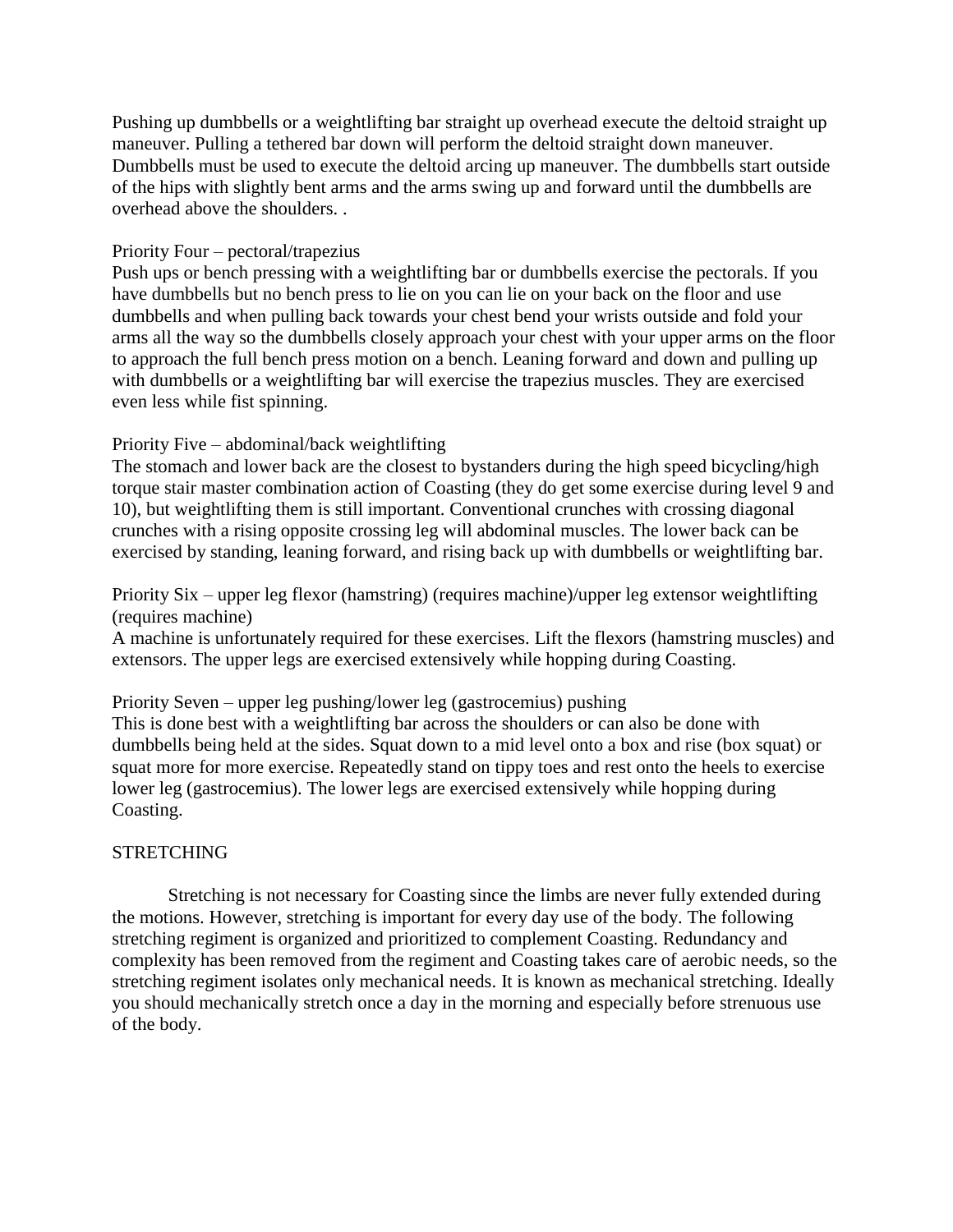Pushing up dumbbells or a weightlifting bar straight up overhead execute the deltoid straight up maneuver. Pulling a tethered bar down will perform the deltoid straight down maneuver. Dumbbells must be used to execute the deltoid arcing up maneuver. The dumbbells start outside of the hips with slightly bent arms and the arms swing up and forward until the dumbbells are overhead above the shoulders. .

Priority Four – pectoral/trapezius

Push ups or bench pressing with a weightlifting bar or dumbbells exercise the pectorals. If you have dumbbells but no bench press to lie on you can lie on your back on the floor and use dumbbells and when pulling back towards your chest bend your wrists outside and fold your arms all the way so the dumbbells closely approach your chest with your upper arms on the floor to approach the full bench press motion on a bench. Leaning forward and down and pulling up with dumbbells or a weightlifting bar will exercise the trapezius muscles. They are exercised even less while fist spinning.

Priority Five – abdominal/back weightlifting

The stomach and lower back are the closest to bystanders during the high speed bicycling/high torque stair master combination action of Coasting (they do get some exercise during level 9 and 10), but weightlifting them is still important. Conventional crunches with crossing diagonal crunches with a rising opposite crossing leg will abdominal muscles. The lower back can be exercised by standing, leaning forward, and rising back up with dumbbells or weightlifting bar.

Priority Six – upper leg flexor (hamstring) (requires machine)/upper leg extensor weightlifting (requires machine)

A machine is unfortunately required for these exercises. Lift the flexors (hamstring muscles) and extensors. The upper legs are exercised extensively while hopping during Coasting.

Priority Seven – upper leg pushing/lower leg (gastrocemius) pushing

This is done best with a weightlifting bar across the shoulders or can also be done with dumbbells being held at the sides. Squat down to a mid level onto a box and rise (box squat) or squat more for more exercise. Repeatedly stand on tippy toes and rest onto the heels to exercise lower leg (gastrocemius). The lower legs are exercised extensively while hopping during Coasting.

STRETCHING

Stretching is not necessary for Coasting since the limbs are never fully extended during the motions. However, stretching is important for every day use of the body. The following stretching regiment is organized and prioritized to complement Coasting. Redundancy and complexity has been removed from the regiment and Coasting takes care of aerobic needs, so the stretching regiment isolates only mechanical needs. It is known as mechanical stretching. Ideally you should mechanically stretch once a day in the morning and especially before strenuous use of the body.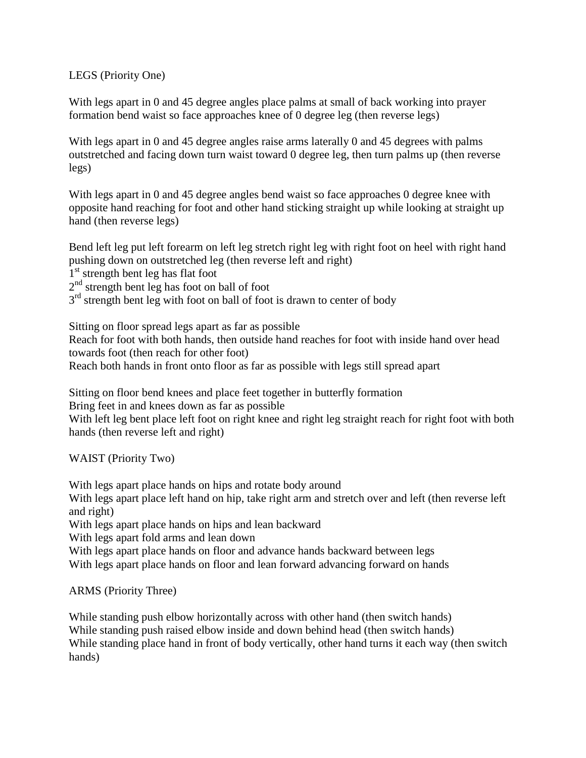LEGS (Priority One)

With legs apart in 0 and 45 degree angles place palms at small of back working into prayer formation bend waist so face approaches knee of 0 degree leg (then reverse legs)

With legs apart in 0 and 45 degree angles raise arms laterally 0 and 45 degrees with palms outstretched and facing down turn waist toward 0 degree leg, then turn palms up (then reverse legs)

With legs apart in 0 and 45 degree angles bend waist so face approaches 0 degree knee with opposite hand reaching for foot and other hand sticking straight up while looking at straight up hand (then reverse legs)

Bend left leg put left forearm on left leg stretch right leg with right foot on heel with right hand pushing down on outstretched leg (then reverse left and right)
1st strength bent leg has flat foot
2nd strength bent leg has foot on ball of foot
3rd strength bent leg with foot on ball of foot is drawn to center of body

Sitting on floor spread legs apart as far as possible
Reach for foot with both hands, then outside hand reaches for foot with inside hand over head towards foot (then reach for other foot)
Reach both hands in front onto floor as far as possible with legs still spread apart

Sitting on floor bend knees and place feet together in butterfly formation
Bring feet in and knees down as far as possible
With left leg bent place left foot on right knee and right leg straight reach for right foot with both hands (then reverse left and right)

WAIST (Priority Two)

With legs apart place hands on hips and rotate body around
With legs apart place left hand on hip, take right arm and stretch over and left (then reverse left and right)
With legs apart place hands on hips and lean backward
With legs apart fold arms and lean down
With legs apart place hands on floor and advance hands backward between legs
With legs apart place hands on floor and lean forward advancing forward on hands

ARMS (Priority Three)

While standing push elbow horizontally across with other hand (then switch hands)
While standing push raised elbow inside and down behind head (then switch hands)
While standing place hand in front of body vertically, other hand turns it each way (then switch hands)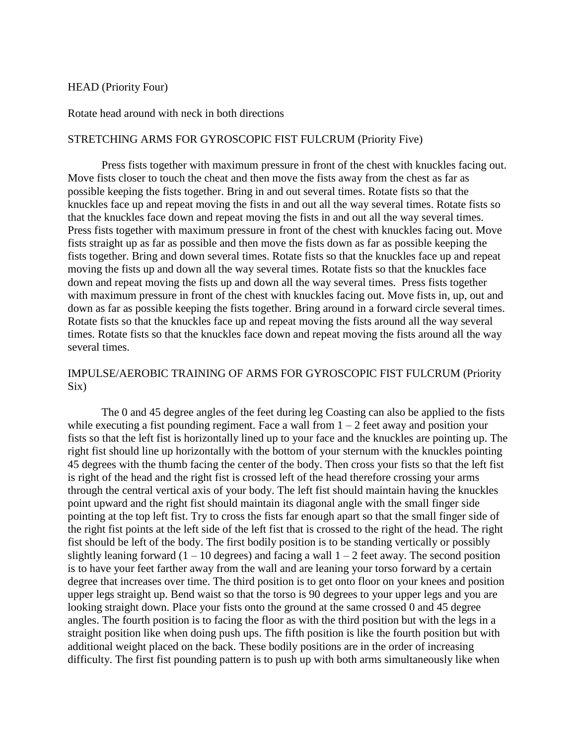HEAD (Priority Four)

Rotate head around with neck in both directions

STRETCHING ARMS FOR GYROSCOPIC FIST FULCRUM (Priority Five)

Press fists together with maximum pressure in front of the chest with knuckles facing out. Move fists closer to touch the cheat and then move the fists away from the chest as far as possible keeping the fists together. Bring in and out several times. Rotate fists so that the knuckles face up and repeat moving the fists in and out all the way several times. Rotate fists so that the knuckles face down and repeat moving the fists in and out all the way several times. Press fists together with maximum pressure in front of the chest with knuckles facing out. Move fists straight up as far as possible and then move the fists down as far as possible keeping the fists together. Bring and down several times. Rotate fists so that the knuckles face up and repeat moving the fists up and down all the way several times. Rotate fists so that the knuckles face down and repeat moving the fists up and down all the way several times. Press fists together with maximum pressure in front of the chest with knuckles facing out. Move fists in, up, out and down as far as possible keeping the fists together. Bring around in a forward circle several times. Rotate fists so that the knuckles face up and repeat moving the fists around all the way several times. Rotate fists so that the knuckles face down and repeat moving the fists around all the way several times.

IMPULSE/AEROBIC TRAINING OF ARMS FOR GYROSCOPIC FIST FULCRUM (Priority Six)

The 0 and 45 degree angles of the feet during leg Coasting can also be applied to the fists while executing a fist pounding regiment. Face a wall from 1 – 2 feet away and position your fists so that the left fist is horizontally lined up to your face and the knuckles are pointing up. The right fist should line up horizontally with the bottom of your sternum with the knuckles pointing 45 degrees with the thumb facing the center of the body. Then cross your fists so that the left fist is right of the head and the right fist is crossed left of the head therefore crossing your arms through the central vertical axis of your body. The left fist should maintain having the knuckles point upward and the right fist should maintain its diagonal angle with the small finger side pointing at the top left fist. Try to cross the fists far enough apart so that the small finger side of the right fist points at the left side of the left fist that is crossed to the right of the head. The right fist should be left of the body. The first bodily position is to be standing vertically or possibly slightly leaning forward (1 – 10 degrees) and facing a wall 1 – 2 feet away. The second position is to have your feet farther away from the wall and are leaning your torso forward by a certain degree that increases over time. The third position is to get onto floor on your knees and position upper legs straight up. Bend waist so that the torso is 90 degrees to your upper legs and you are looking straight down. Place your fists onto the ground at the same crossed 0 and 45 degree angles. The fourth position is to facing the floor as with the third position but with the legs in a straight position like when doing push ups. The fifth position is like the fourth position but with additional weight placed on the back. These bodily positions are in the order of increasing difficulty. The first fist pounding pattern is to push up with both arms simultaneously like when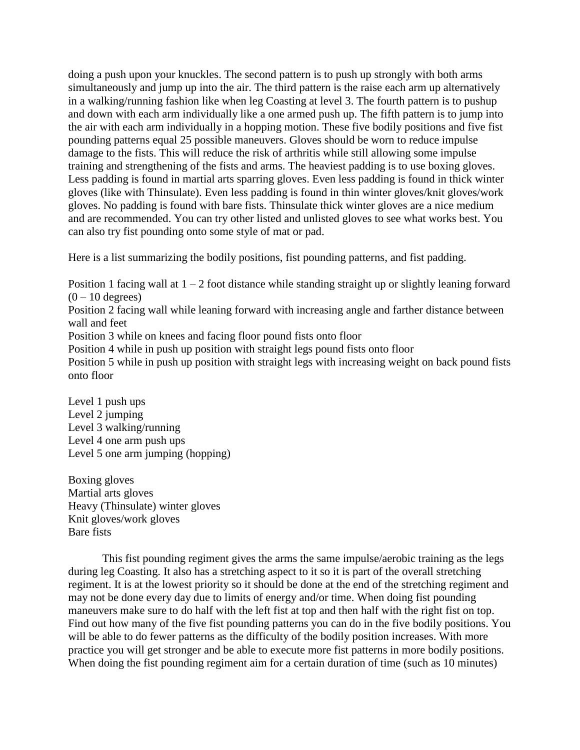doing a push upon your knuckles. The second pattern is to push up strongly with both arms simultaneously and jump up into the air. The third pattern is the raise each arm up alternatively in a walking/running fashion like when leg Coasting at level 3. The fourth pattern is to pushup and down with each arm individually like a one armed push up. The fifth pattern is to jump into the air with each arm individually in a hopping motion. These five bodily positions and five fist pounding patterns equal 25 possible maneuvers. Gloves should be worn to reduce impulse damage to the fists. This will reduce the risk of arthritis while still allowing some impulse training and strengthening of the fists and arms. The heaviest padding is to use boxing gloves. Less padding is found in martial arts sparring gloves. Even less padding is found in thick winter gloves (like with Thinsulate). Even less padding is found in thin winter gloves/knit gloves/work gloves. No padding is found with bare fists. Thinsulate thick winter gloves are a nice medium and are recommended. You can try other listed and unlisted gloves to see what works best. You can also try fist pounding onto some style of mat or pad.

Here is a list summarizing the bodily positions, fist pounding patterns, and fist padding.

Position 1 facing wall at 1 – 2 foot distance while standing straight up or slightly leaning forward (0 – 10 degrees)
Position 2 facing wall while leaning forward with increasing angle and farther distance between wall and feet
Position 3 while on knees and facing floor pound fists onto floor
Position 4 while in push up position with straight legs pound fists onto floor
Position 5 while in push up position with straight legs with increasing weight on back pound fists onto floor

Level 1 push ups
Level 2 jumping
Level 3 walking/running
Level 4 one arm push ups
Level 5 one arm jumping (hopping)

Boxing gloves
Martial arts gloves
Heavy (Thinsulate) winter gloves
Knit gloves/work gloves
Bare fists

This fist pounding regiment gives the arms the same impulse/aerobic training as the legs during leg Coasting. It also has a stretching aspect to it so it is part of the overall stretching regiment. It is at the lowest priority so it should be done at the end of the stretching regiment and may not be done every day due to limits of energy and/or time. When doing fist pounding maneuvers make sure to do half with the left fist at top and then half with the right fist on top. Find out how many of the five fist pounding patterns you can do in the five bodily positions. You will be able to do fewer patterns as the difficulty of the bodily position increases. With more practice you will get stronger and be able to execute more fist patterns in more bodily positions. When doing the fist pounding regiment aim for a certain duration of time (such as 10 minutes)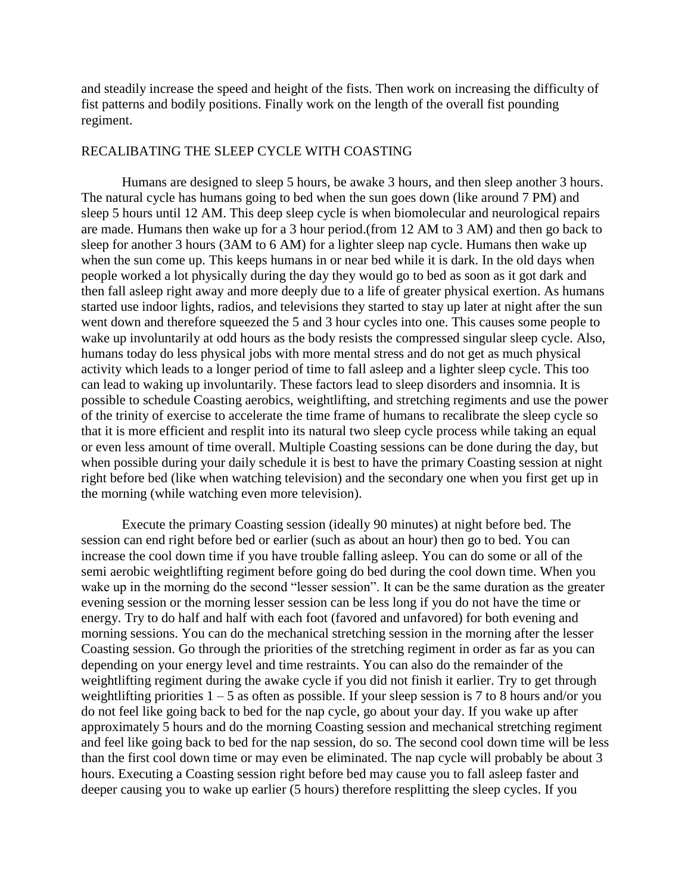and steadily increase the speed and height of the fists. Then work on increasing the difficulty of fist patterns and bodily positions. Finally work on the length of the overall fist pounding regiment.

## RECALIBATING THE SLEEP CYCLE WITH COASTING

Humans are designed to sleep 5 hours, be awake 3 hours, and then sleep another 3 hours. The natural cycle has humans going to bed when the sun goes down (like around 7 PM) and sleep 5 hours until 12 AM. This deep sleep cycle is when biomolecular and neurological repairs are made. Humans then wake up for a 3 hour period.(from 12 AM to 3 AM) and then go back to sleep for another 3 hours (3AM to 6 AM) for a lighter sleep nap cycle. Humans then wake up when the sun come up. This keeps humans in or near bed while it is dark. In the old days when people worked a lot physically during the day they would go to bed as soon as it got dark and then fall asleep right away and more deeply due to a life of greater physical exertion. As humans started use indoor lights, radios, and televisions they started to stay up later at night after the sun went down and therefore squeezed the 5 and 3 hour cycles into one. This causes some people to wake up involuntarily at odd hours as the body resists the compressed singular sleep cycle. Also, humans today do less physical jobs with more mental stress and do not get as much physical activity which leads to a longer period of time to fall asleep and a lighter sleep cycle. This too can lead to waking up involuntarily. These factors lead to sleep disorders and insomnia. It is possible to schedule Coasting aerobics, weightlifting, and stretching regiments and use the power of the trinity of exercise to accelerate the time frame of humans to recalibrate the sleep cycle so that it is more efficient and resplit into its natural two sleep cycle process while taking an equal or even less amount of time overall. Multiple Coasting sessions can be done during the day, but when possible during your daily schedule it is best to have the primary Coasting session at night right before bed (like when watching television) and the secondary one when you first get up in the morning (while watching even more television).

Execute the primary Coasting session (ideally 90 minutes) at night before bed. The session can end right before bed or earlier (such as about an hour) then go to bed. You can increase the cool down time if you have trouble falling asleep. You can do some or all of the semi aerobic weightlifting regiment before going do bed during the cool down time. When you wake up in the morning do the second "lesser session". It can be the same duration as the greater evening session or the morning lesser session can be less long if you do not have the time or energy. Try to do half and half with each foot (favored and unfavored) for both evening and morning sessions. You can do the mechanical stretching session in the morning after the lesser Coasting session. Go through the priorities of the stretching regiment in order as far as you can depending on your energy level and time restraints. You can also do the remainder of the weightlifting regiment during the awake cycle if you did not finish it earlier. Try to get through weightlifting priorities 1 – 5 as often as possible. If your sleep session is 7 to 8 hours and/or you do not feel like going back to bed for the nap cycle, go about your day. If you wake up after approximately 5 hours and do the morning Coasting session and mechanical stretching regiment and feel like going back to bed for the nap session, do so. The second cool down time will be less than the first cool down time or may even be eliminated. The nap cycle will probably be about 3 hours. Executing a Coasting session right before bed may cause you to fall asleep faster and deeper causing you to wake up earlier (5 hours) therefore resplitting the sleep cycles. If you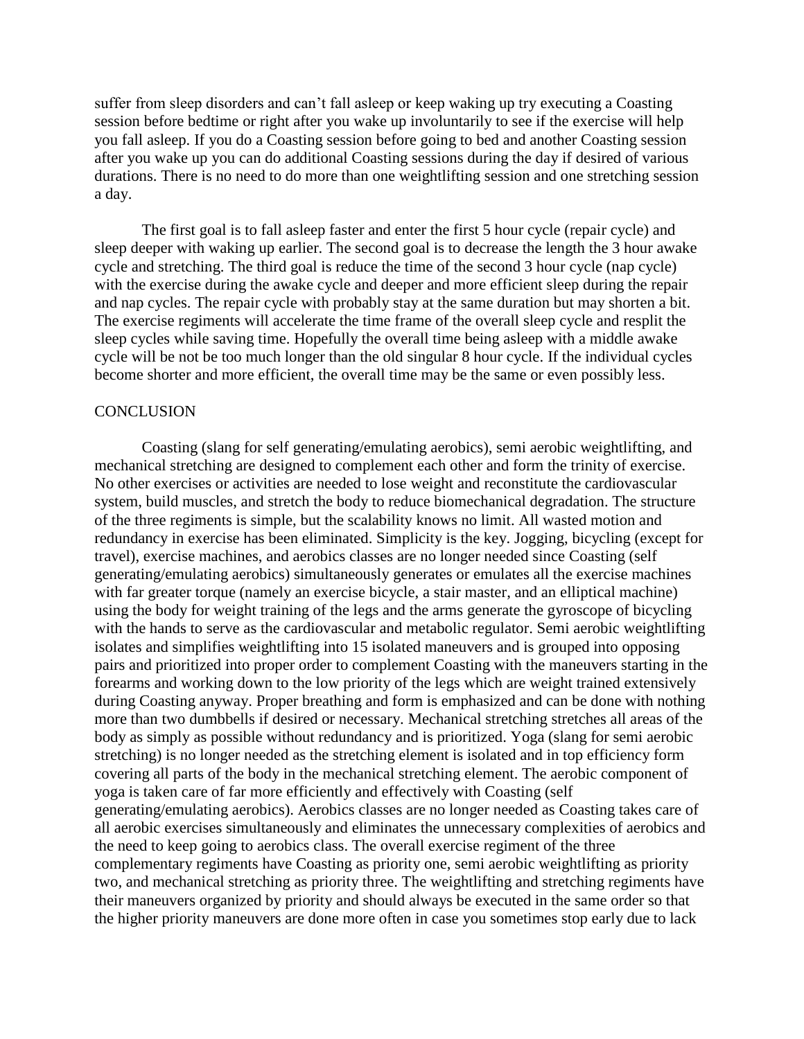suffer from sleep disorders and can't fall asleep or keep waking up try executing a Coasting session before bedtime or right after you wake up involuntarily to see if the exercise will help you fall asleep. If you do a Coasting session before going to bed and another Coasting session after you wake up you can do additional Coasting sessions during the day if desired of various durations. There is no need to do more than one weightlifting session and one stretching session a day.

The first goal is to fall asleep faster and enter the first 5 hour cycle (repair cycle) and sleep deeper with waking up earlier. The second goal is to decrease the length the 3 hour awake cycle and stretching. The third goal is reduce the time of the second 3 hour cycle (nap cycle) with the exercise during the awake cycle and deeper and more efficient sleep during the repair and nap cycles. The repair cycle with probably stay at the same duration but may shorten a bit. The exercise regiments will accelerate the time frame of the overall sleep cycle and resplit the sleep cycles while saving time. Hopefully the overall time being asleep with a middle awake cycle will be not be too much longer than the old singular 8 hour cycle. If the individual cycles become shorter and more efficient, the overall time may be the same or even possibly less.

## CONCLUSION

Coasting (slang for self generating/emulating aerobics), semi aerobic weightlifting, and mechanical stretching are designed to complement each other and form the trinity of exercise. No other exercises or activities are needed to lose weight and reconstitute the cardiovascular system, build muscles, and stretch the body to reduce biomechanical degradation. The structure of the three regiments is simple, but the scalability knows no limit. All wasted motion and redundancy in exercise has been eliminated. Simplicity is the key. Jogging, bicycling (except for travel), exercise machines, and aerobics classes are no longer needed since Coasting (self generating/emulating aerobics) simultaneously generates or emulates all the exercise machines with far greater torque (namely an exercise bicycle, a stair master, and an elliptical machine) using the body for weight training of the legs and the arms generate the gyroscope of bicycling with the hands to serve as the cardiovascular and metabolic regulator. Semi aerobic weightlifting isolates and simplifies weightlifting into 15 isolated maneuvers and is grouped into opposing pairs and prioritized into proper order to complement Coasting with the maneuvers starting in the forearms and working down to the low priority of the legs which are weight trained extensively during Coasting anyway. Proper breathing and form is emphasized and can be done with nothing more than two dumbbells if desired or necessary. Mechanical stretching stretches all areas of the body as simply as possible without redundancy and is prioritized. Yoga (slang for semi aerobic stretching) is no longer needed as the stretching element is isolated and in top efficiency form covering all parts of the body in the mechanical stretching element. The aerobic component of yoga is taken care of far more efficiently and effectively with Coasting (self generating/emulating aerobics). Aerobics classes are no longer needed as Coasting takes care of all aerobic exercises simultaneously and eliminates the unnecessary complexities of aerobics and the need to keep going to aerobics class. The overall exercise regiment of the three complementary regiments have Coasting as priority one, semi aerobic weightlifting as priority two, and mechanical stretching as priority three. The weightlifting and stretching regiments have their maneuvers organized by priority and should always be executed in the same order so that the higher priority maneuvers are done more often in case you sometimes stop early due to lack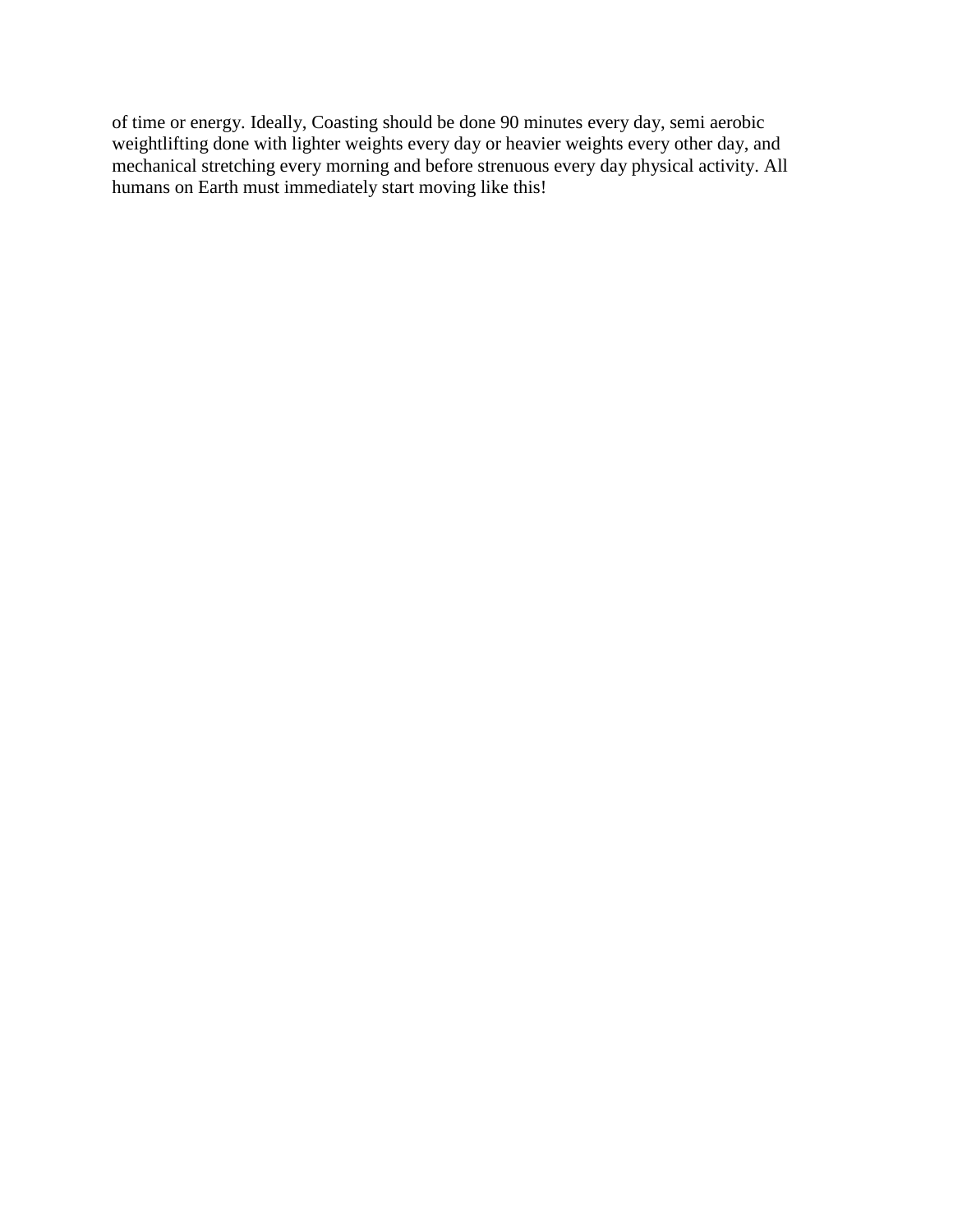of time or energy. Ideally, Coasting should be done 90 minutes every day, semi aerobic weightlifting done with lighter weights every day or heavier weights every other day, and mechanical stretching every morning and before strenuous every day physical activity. All humans on Earth must immediately start moving like this!